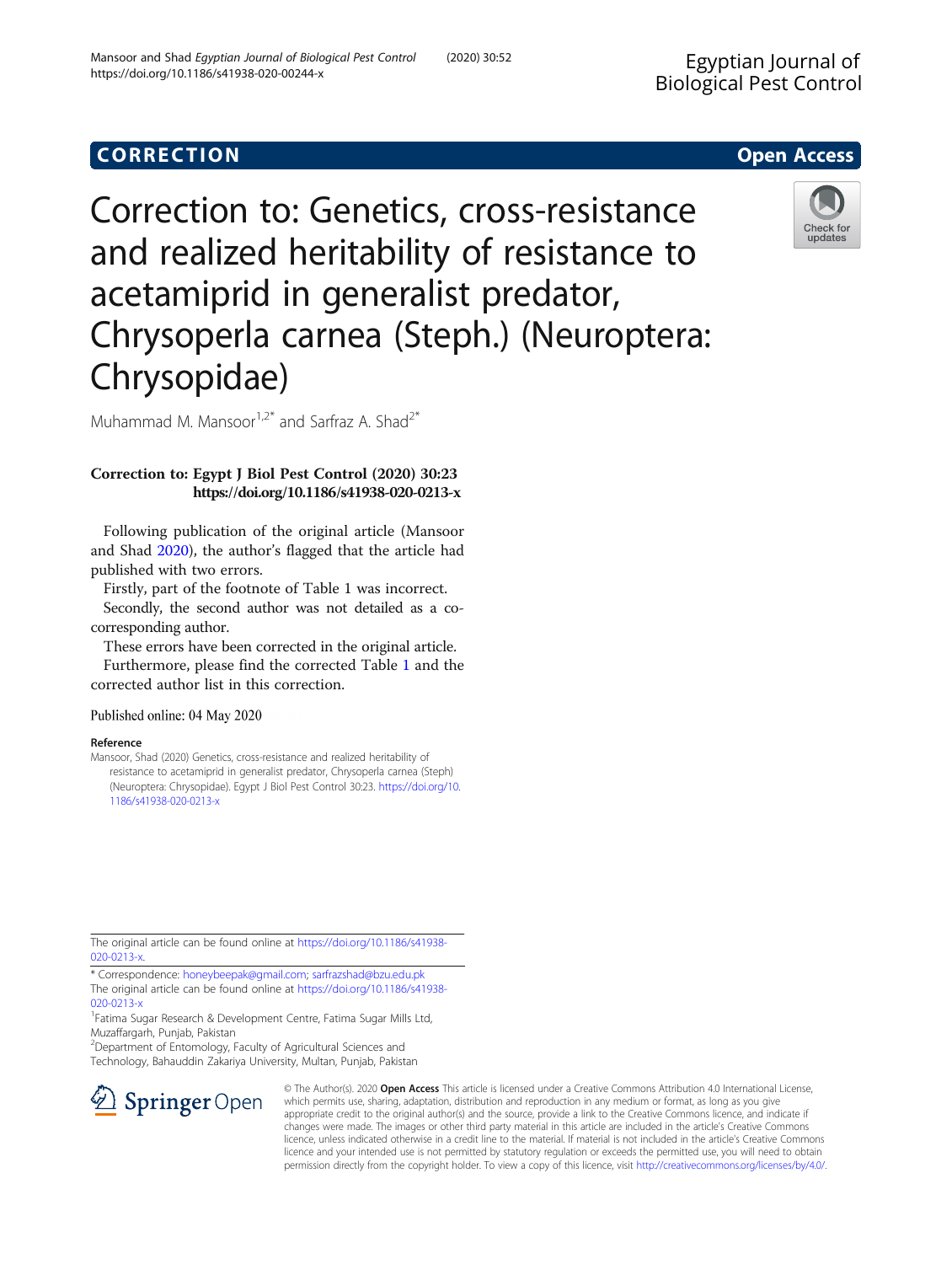**CORRECTION** **Open Access**

# Correction to: Genetics, cross-resistance and realized heritability of resistance to acetamiprid in generalist predator, Chrysoperla carnea (Steph.) (Neuroptera: Chrysopidae)

Muhammad M. Mansoor[1,2*] and Sarfraz A. Shad[2*]

**Correction to: Egypt J Biol Pest Control (2020) 30:23**
**https://doi.org/10.1186/s41938-020-0213-x**

Following publication of the original article (Mansoor and Shad 2020), the author's flagged that the article had published with two errors.

Firstly, part of the footnote of Table 1 was incorrect.

Secondly, the second author was not detailed as a co-corresponding author.

These errors have been corrected in the original article.

Furthermore, please find the corrected Table 1 and the corrected author list in this correction.

Published online: 04 May 2020

#### Reference

Mansoor, Shad (2020) Genetics, cross-resistance and realized heritability of resistance to acetamiprid in generalist predator, Chrysoperla carnea (Steph) (Neuroptera: Chrysopidae). Egypt J Biol Pest Control 30:23. https://doi.org/10.1186/s41938-020-0213-x

The original article can be found online at https://doi.org/10.1186/s41938-020-0213-x.

\* Correspondence: honeybeepak@gmail.com; sarfrazshad@bzu.edu.pk

The original article can be found online at https://doi.org/10.1186/s41938-020-0213-x

[1]Fatima Sugar Research & Development Centre, Fatima Sugar Mills Ltd, Muzaffargarh, Punjab, Pakistan

[2]Department of Entomology, Faculty of Agricultural Sciences and Technology, Bahauddin Zakariya University, Multan, Punjab, Pakistan

© The Author(s). 2020 **Open Access** This article is licensed under a Creative Commons Attribution 4.0 International License, which permits use, sharing, adaptation, distribution and reproduction in any medium or format, as long as you give appropriate credit to the original author(s) and the source, provide a link to the Creative Commons licence, and indicate if changes were made. The images or other third party material in this article are included in the article's Creative Commons licence, unless indicated otherwise in a credit line to the material. If material is not included in the article's Creative Commons licence and your intended use is not permitted by statutory regulation or exceeds the permitted use, you will need to obtain permission directly from the copyright holder. To view a copy of this licence, visit http://creativecommons.org/licenses/by/4.0/.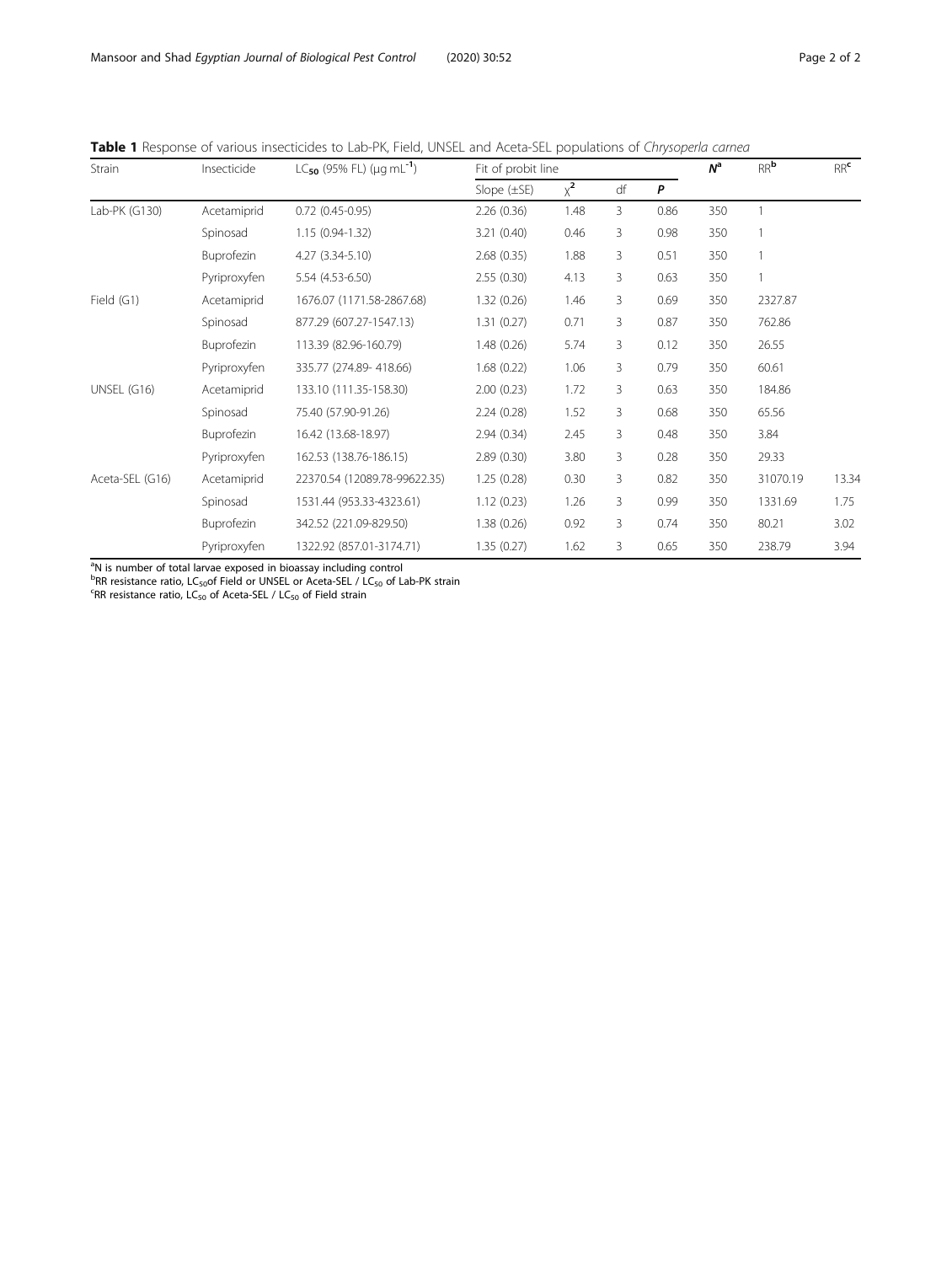**Table 1** Response of various insecticides to Lab-PK, Field, UNSEL and Aceta-SEL populations of *Chrysoperla carnea*

| Strain | Insecticide | $LC_{50}$ (95% FL) ($\mu g\ mL^{-1}$) | Fit of probit line | | | | $N^a$ | $RR^b$ | $RR^c$ |
|---|---|---|---|---|---|---|---|---|---|
| | | | Slope (±SE) | $\chi^2$ | df | *P* | | | |
| Lab-PK (G130) | Acetamiprid | 0.72 (0.45-0.95) | 2.26 (0.36) | 1.48 | 3 | 0.86 | 350 | 1 | |
| | Spinosad | 1.15 (0.94-1.32) | 3.21 (0.40) | 0.46 | 3 | 0.98 | 350 | 1 | |
| | Buprofezin | 4.27 (3.34-5.10) | 2.68 (0.35) | 1.88 | 3 | 0.51 | 350 | 1 | |
| | Pyriproxyfen | 5.54 (4.53-6.50) | 2.55 (0.30) | 4.13 | 3 | 0.63 | 350 | 1 | |
| Field (G1) | Acetamiprid | 1676.07 (1171.58-2867.68) | 1.32 (0.26) | 1.46 | 3 | 0.69 | 350 | 2327.87 | |
| | Spinosad | 877.29 (607.27-1547.13) | 1.31 (0.27) | 0.71 | 3 | 0.87 | 350 | 762.86 | |
| | Buprofezin | 113.39 (82.96-160.79) | 1.48 (0.26) | 5.74 | 3 | 0.12 | 350 | 26.55 | |
| | Pyriproxyfen | 335.77 (274.89- 418.66) | 1.68 (0.22) | 1.06 | 3 | 0.79 | 350 | 60.61 | |
| UNSEL (G16) | Acetamiprid | 133.10 (111.35-158.30) | 2.00 (0.23) | 1.72 | 3 | 0.63 | 350 | 184.86 | |
| | Spinosad | 75.40 (57.90-91.26) | 2.24 (0.28) | 1.52 | 3 | 0.68 | 350 | 65.56 | |
| | Buprofezin | 16.42 (13.68-18.97) | 2.94 (0.34) | 2.45 | 3 | 0.48 | 350 | 3.84 | |
| | Pyriproxyfen | 162.53 (138.76-186.15) | 2.89 (0.30) | 3.80 | 3 | 0.28 | 350 | 29.33 | |
| Aceta-SEL (G16) | Acetamiprid | 22370.54 (12089.78-99622.35) | 1.25 (0.28) | 0.30 | 3 | 0.82 | 350 | 31070.19 | 13.34 |
| | Spinosad | 1531.44 (953.33-4323.61) | 1.12 (0.23) | 1.26 | 3 | 0.99 | 350 | 1331.69 | 1.75 |
| | Buprofezin | 342.52 (221.09-829.50) | 1.38 (0.26) | 0.92 | 3 | 0.74 | 350 | 80.21 | 3.02 |
| | Pyriproxyfen | 1322.92 (857.01-3174.71) | 1.35 (0.27) | 1.62 | 3 | 0.65 | 350 | 238.79 | 3.94 |

[a]N is number of total larvae exposed in bioassay including control
[b]RR resistance ratio, $LC_{50}$ of Field or UNSEL or Aceta-SEL / $LC_{50}$ of Lab-PK strain
[c]RR resistance ratio, $LC_{50}$ of Aceta-SEL / $LC_{50}$ of Field strain